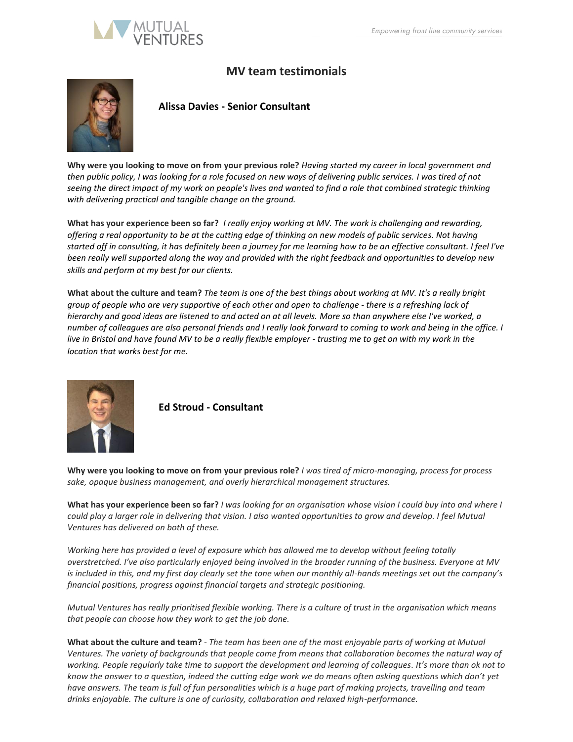# MV team testimonials

### Alissa Davies - Senior Consultant

**Why were you looking to move on from your previous role?** *Having started my career in local government and then public policy, I was looking for a role focused on new ways of delivering public services. I was tired of not seeing the direct impact of my work on people's lives and wanted to find a role that combined strategic thinking with delivering practical and tangible change on the ground.*

**What has your experience been so far?** *I really enjoy working at MV. The work is challenging and rewarding, offering a real opportunity to be at the cutting edge of thinking on new models of public services. Not having started off in consulting, it has definitely been a journey for me learning how to be an effective consultant. I feel I've been really well supported along the way and provided with the right feedback and opportunities to develop new skills and perform at my best for our clients.*

**What about the culture and team?** *The team is one of the best things about working at MV. It's a really bright group of people who are very supportive of each other and open to challenge - there is a refreshing lack of hierarchy and good ideas are listened to and acted on at all levels. More so than anywhere else I've worked, a number of colleagues are also personal friends and I really look forward to coming to work and being in the office. I live in Bristol and have found MV to be a really flexible employer - trusting me to get on with my work in the location that works best for me.*

### Ed Stroud - Consultant

**Why were you looking to move on from your previous role?** *I was tired of micro-managing, process for process sake, opaque business management, and overly hierarchical management structures.*

**What has your experience been so far?** *I was looking for an organisation whose vision I could buy into and where I could play a larger role in delivering that vision. I also wanted opportunities to grow and develop. I feel Mutual Ventures has delivered on both of these.*

*Working here has provided a level of exposure which has allowed me to develop without feeling totally overstretched. I've also particularly enjoyed being involved in the broader running of the business. Everyone at MV is included in this, and my first day clearly set the tone when our monthly all-hands meetings set out the company's financial positions, progress against financial targets and strategic positioning.*

*Mutual Ventures has really prioritised flexible working. There is a culture of trust in the organisation which means that people can choose how they work to get the job done.*

**What about the culture and team?** - *The team has been one of the most enjoyable parts of working at Mutual Ventures. The variety of backgrounds that people come from means that collaboration becomes the natural way of working. People regularly take time to support the development and learning of colleagues. It's more than ok not to know the answer to a question, indeed the cutting edge work we do means often asking questions which don't yet have answers. The team is full of fun personalities which is a huge part of making projects, travelling and team drinks enjoyable. The culture is one of curiosity, collaboration and relaxed high-performance.*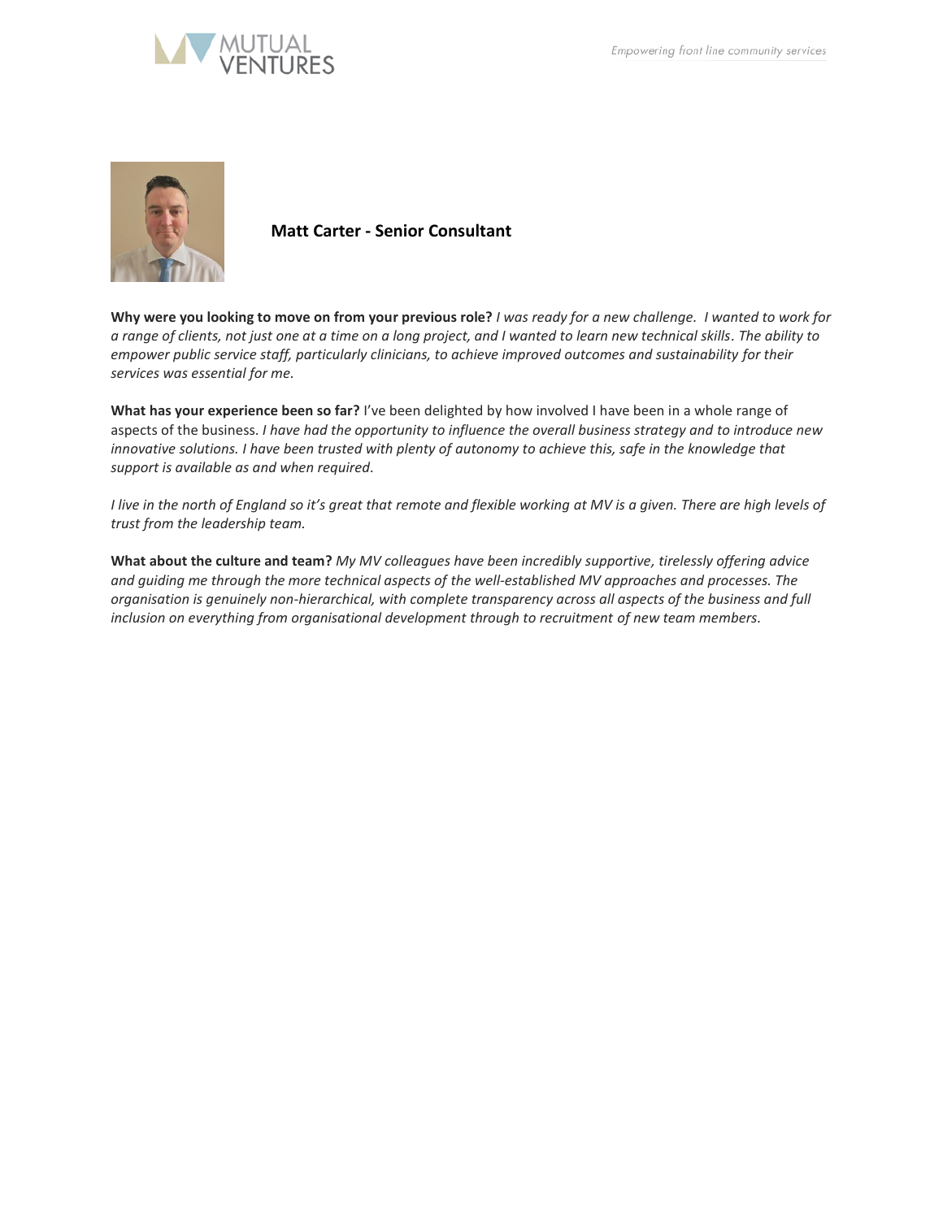**Matt Carter - Senior Consultant**

**Why were you looking to move on from your previous role?** *I was ready for a new challenge. I wanted to work for a range of clients, not just one at a time on a long project, and I wanted to learn new technical skills. The ability to empower public service staff, particularly clinicians, to achieve improved outcomes and sustainability for their services was essential for me.*

**What has your experience been so far?** I've been delighted by how involved I have been in a whole range of aspects of the business. *I have had the opportunity to influence the overall business strategy and to introduce new innovative solutions. I have been trusted with plenty of autonomy to achieve this, safe in the knowledge that support is available as and when required.*

*I live in the north of England so it's great that remote and flexible working at MV is a given. There are high levels of trust from the leadership team.*

**What about the culture and team?** *My MV colleagues have been incredibly supportive, tirelessly offering advice and guiding me through the more technical aspects of the well-established MV approaches and processes. The organisation is genuinely non-hierarchical, with complete transparency across all aspects of the business and full inclusion on everything from organisational development through to recruitment of new team members.*